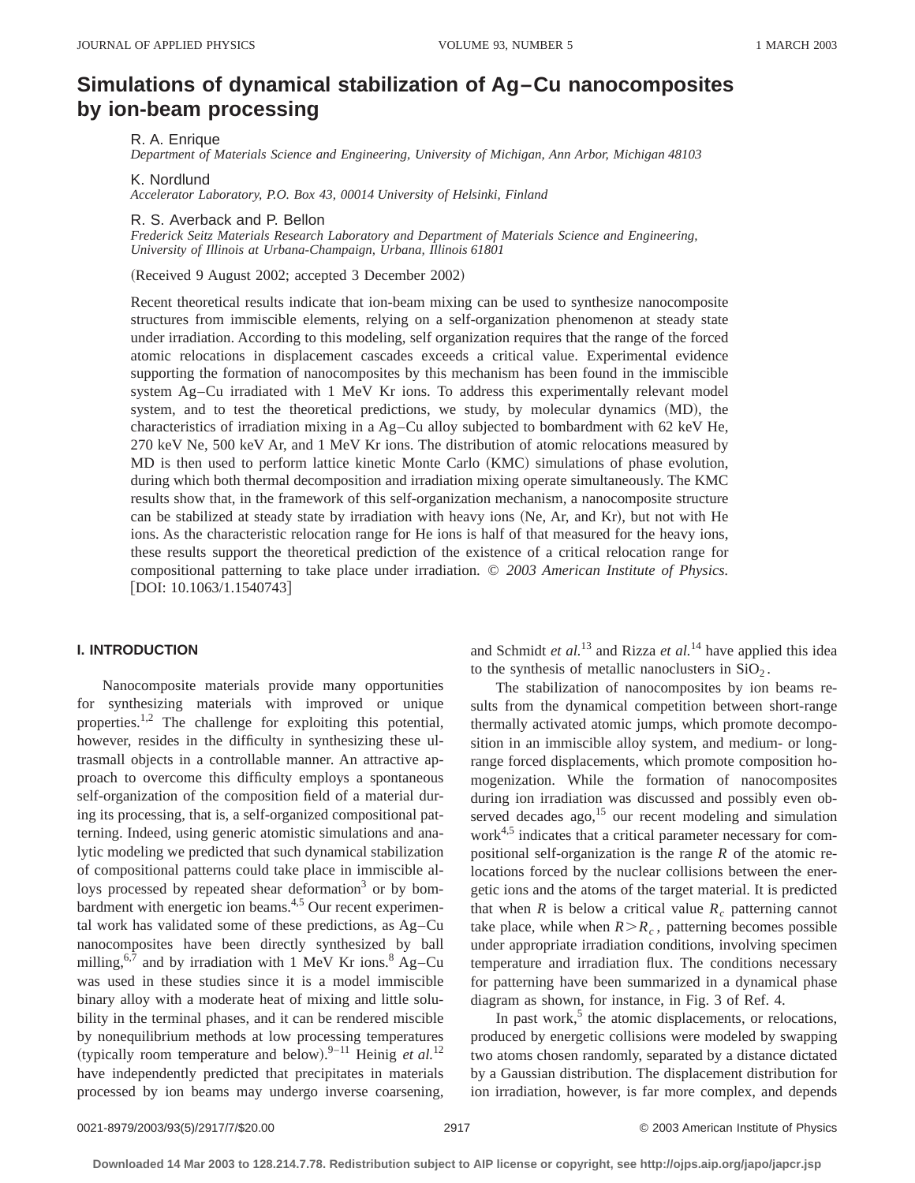# Simulations of dynamical stabilization of Ag–Cu nanocomposites by ion-beam processing

R. A. Enrique
*Department of Materials Science and Engineering, University of Michigan, Ann Arbor, Michigan 48103*

K. Nordlund
*Accelerator Laboratory, P.O. Box 43, 00014 University of Helsinki, Finland*

R. S. Averback and P. Bellon
*Frederick Seitz Materials Research Laboratory and Department of Materials Science and Engineering, University of Illinois at Urbana-Champaign, Urbana, Illinois 61801*

(Received 9 August 2002; accepted 3 December 2002)

Recent theoretical results indicate that ion-beam mixing can be used to synthesize nanocomposite structures from immiscible elements, relying on a self-organization phenomenon at steady state under irradiation. According to this modeling, self organization requires that the range of the forced atomic relocations in displacement cascades exceeds a critical value. Experimental evidence supporting the formation of nanocomposites by this mechanism has been found in the immiscible system Ag–Cu irradiated with 1 MeV Kr ions. To address this experimentally relevant model system, and to test the theoretical predictions, we study, by molecular dynamics (MD), the characteristics of irradiation mixing in a Ag–Cu alloy subjected to bombardment with 62 keV He, 270 keV Ne, 500 keV Ar, and 1 MeV Kr ions. The distribution of atomic relocations measured by MD is then used to perform lattice kinetic Monte Carlo (KMC) simulations of phase evolution, during which both thermal decomposition and irradiation mixing operate simultaneously. The KMC results show that, in the framework of this self-organization mechanism, a nanocomposite structure can be stabilized at steady state by irradiation with heavy ions (Ne, Ar, and Kr), but not with He ions. As the characteristic relocation range for He ions is half of that measured for the heavy ions, these results support the theoretical prediction of the existence of a critical relocation range for compositional patterning to take place under irradiation. © *2003 American Institute of Physics.* [DOI: 10.1063/1.1540743]

## I. INTRODUCTION

Nanocomposite materials provide many opportunities for synthesizing materials with improved or unique properties.[1,2] The challenge for exploiting this potential, however, resides in the difficulty in synthesizing these ultrasmall objects in a controllable manner. An attractive approach to overcome this difficulty employs a spontaneous self-organization of the composition field of a material during its processing, that is, a self-organized compositional patterning. Indeed, using generic atomistic simulations and analytic modeling we predicted that such dynamical stabilization of compositional patterns could take place in immiscible alloys processed by repeated shear deformation[3] or by bombardment with energetic ion beams.[4,5] Our recent experimental work has validated some of these predictions, as Ag–Cu nanocomposites have been directly synthesized by ball milling,[6,7] and by irradiation with 1 MeV Kr ions.[8] Ag–Cu was used in these studies since it is a model immiscible binary alloy with a moderate heat of mixing and little solubility in the terminal phases, and it can be rendered miscible by nonequilibrium methods at low processing temperatures (typically room temperature and below).[9–11] Heinig *et al.*[12] have independently predicted that precipitates in materials processed by ion beams may undergo inverse coarsening, and Schmidt *et al.*[13] and Rizza *et al.*[14] have applied this idea to the synthesis of metallic nanoclusters in $SiO_2$.

The stabilization of nanocomposites by ion beams results from the dynamical competition between short-range thermally activated atomic jumps, which promote decomposition in an immiscible alloy system, and medium- or long-range forced displacements, which promote composition homogenization. While the formation of nanocomposites during ion irradiation was discussed and possibly even observed decades ago,[15] our recent modeling and simulation work[4,5] indicates that a critical parameter necessary for compositional self-organization is the range $R$ of the atomic relocations forced by the nuclear collisions between the energetic ions and the atoms of the target material. It is predicted that when $R$ is below a critical value $R_c$ patterning cannot take place, while when $R > R_c$, patterning becomes possible under appropriate irradiation conditions, involving specimen temperature and irradiation flux. The conditions necessary for patterning have been summarized in a dynamical phase diagram as shown, for instance, in Fig. 3 of Ref. 4.

In past work,[5] the atomic displacements, or relocations, produced by energetic collisions were modeled by swapping two atoms chosen randomly, separated by a distance dictated by a Gaussian distribution. The displacement distribution for ion irradiation, however, is far more complex, and depends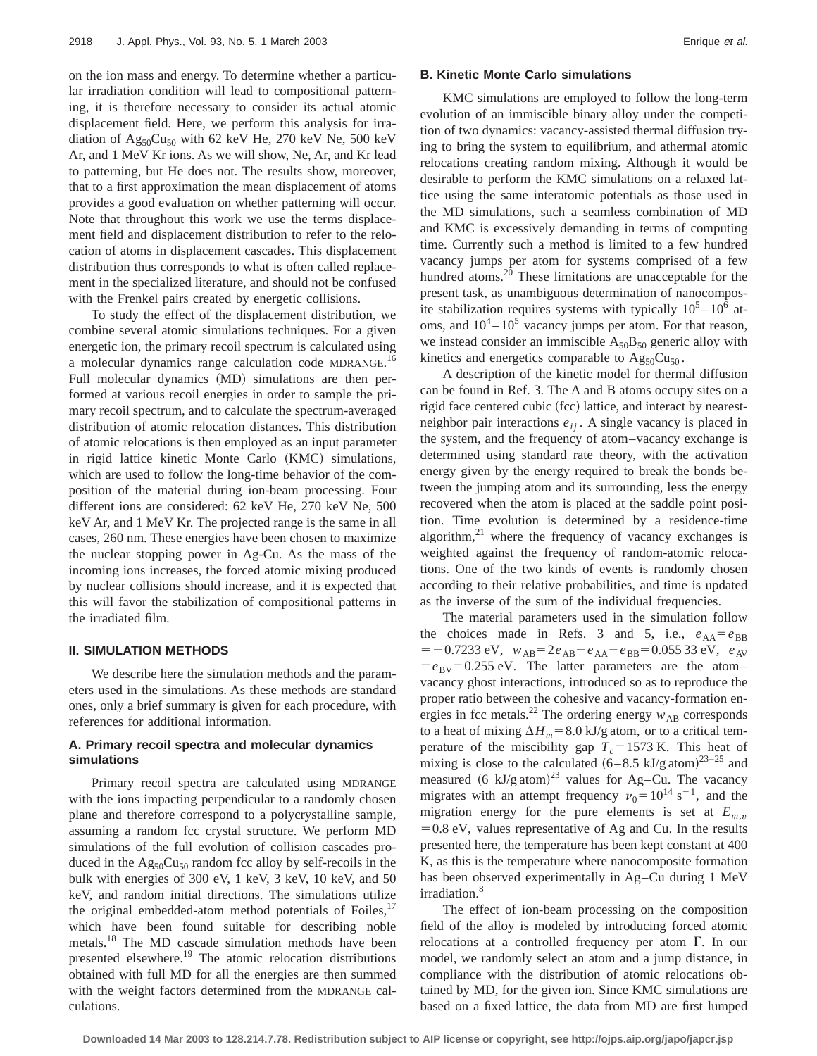on the ion mass and energy. To determine whether a particular irradiation condition will lead to compositional patterning, it is therefore necessary to consider its actual atomic displacement field. Here, we perform this analysis for irradiation of $Ag_{50}Cu_{50}$ with 62 keV He, 270 keV Ne, 500 keV Ar, and 1 MeV Kr ions. As we will show, Ne, Ar, and Kr lead to patterning, but He does not. The results show, moreover, that to a first approximation the mean displacement of atoms provides a good evaluation on whether patterning will occur. Note that throughout this work we use the terms displacement field and displacement distribution to refer to the relocation of atoms in displacement cascades. This displacement distribution thus corresponds to what is often called replacement in the specialized literature, and should not be confused with the Frenkel pairs created by energetic collisions.

To study the effect of the displacement distribution, we combine several atomic simulations techniques. For a given energetic ion, the primary recoil spectrum is calculated using a molecular dynamics range calculation code MDRANGE.[16] Full molecular dynamics (MD) simulations are then performed at various recoil energies in order to sample the primary recoil spectrum, and to calculate the spectrum-averaged distribution of atomic relocation distances. This distribution of atomic relocations is then employed as an input parameter in rigid lattice kinetic Monte Carlo (KMC) simulations, which are used to follow the long-time behavior of the composition of the material during ion-beam processing. Four different ions are considered: 62 keV He, 270 keV Ne, 500 keV Ar, and 1 MeV Kr. The projected range is the same in all cases, 260 nm. These energies have been chosen to maximize the nuclear stopping power in Ag-Cu. As the mass of the incoming ions increases, the forced atomic mixing produced by nuclear collisions should increase, and it is expected that this will favor the stabilization of compositional patterns in the irradiated film.

## II. SIMULATION METHODS

We describe here the simulation methods and the parameters used in the simulations. As these methods are standard ones, only a brief summary is given for each procedure, with references for additional information.

### A. Primary recoil spectra and molecular dynamics simulations

Primary recoil spectra are calculated using MDRANGE with the ions impacting perpendicular to a randomly chosen plane and therefore correspond to a polycrystalline sample, assuming a random fcc crystal structure. We perform MD simulations of the full evolution of collision cascades produced in the $Ag_{50}Cu_{50}$ random fcc alloy by self-recoils in the bulk with energies of 300 eV, 1 keV, 3 keV, 10 keV, and 50 keV, and random initial directions. The simulations utilize the original embedded-atom method potentials of Foiles,[17] which have been found suitable for describing noble metals.[18] The MD cascade simulation methods have been presented elsewhere.[19] The atomic relocation distributions obtained with full MD for all the energies are then summed with the weight factors determined from the MDRANGE calculations.

### B. Kinetic Monte Carlo simulations

KMC simulations are employed to follow the long-term evolution of an immiscible binary alloy under the competition of two dynamics: vacancy-assisted thermal diffusion trying to bring the system to equilibrium, and athermal atomic relocations creating random mixing. Although it would be desirable to perform the KMC simulations on a relaxed lattice using the same interatomic potentials as those used in the MD simulations, such a seamless combination of MD and KMC is excessively demanding in terms of computing time. Currently such a method is limited to a few hundred vacancy jumps per atom for systems comprised of a few hundred atoms.[20] These limitations are unacceptable for the present task, as unambiguous determination of nanocomposite stabilization requires systems with typically $10^5$–$10^6$ atoms, and $10^4$–$10^5$ vacancy jumps per atom. For that reason, we instead consider an immiscible $A_{50}B_{50}$ generic alloy with kinetics and energetics comparable to $Ag_{50}Cu_{50}$.

A description of the kinetic model for thermal diffusion can be found in Ref. 3. The A and B atoms occupy sites on a rigid face centered cubic (fcc) lattice, and interact by nearest-neighbor pair interactions $e_{ij}$. A single vacancy is placed in the system, and the frequency of atom–vacancy exchange is determined using standard rate theory, with the activation energy given by the energy required to break the bonds between the jumping atom and its surrounding, less the energy recovered when the atom is placed at the saddle point position. Time evolution is determined by a residence-time algorithm,[21] where the frequency of vacancy exchanges is weighted against the frequency of random-atomic relocations. One of the two kinds of events is randomly chosen according to their relative probabilities, and time is updated as the inverse of the sum of the individual frequencies.

The material parameters used in the simulation follow the choices made in Refs. 3 and 5, i.e., $e_{AA}=e_{BB}=-0.7233$ eV, $w_{AB}=2e_{AB}-e_{AA}-e_{BB}=0.05533$ eV, $e_{AV}=e_{BV}=0.255$ eV. The latter parameters are the atom–vacancy ghost interactions, introduced so as to reproduce the proper ratio between the cohesive and vacancy-formation energies in fcc metals.[22] The ordering energy $w_{AB}$ corresponds to a heat of mixing $\Delta H_m=8.0$ kJ/g atom, or to a critical temperature of the miscibility gap $T_c=1573$ K. This heat of mixing is close to the calculated (6–8.5 kJ/g atom)[23–25] and measured (6 kJ/g atom)[23] values for Ag–Cu. The vacancy migrates with an attempt frequency $\nu_0=10^{14}$ s$^{-1}$, and the migration energy for the pure elements is set at $E_{m,v}=0.8$ eV, values representative of Ag and Cu. In the results presented here, the temperature has been kept constant at 400 K, as this is the temperature where nanocomposite formation has been observed experimentally in Ag–Cu during 1 MeV irradiation.[8]

The effect of ion-beam processing on the composition field of the alloy is modeled by introducing forced atomic relocations at a controlled frequency per atom $\Gamma$. In our model, we randomly select an atom and a jump distance, in compliance with the distribution of atomic relocations obtained by MD, for the given ion. Since KMC simulations are based on a fixed lattice, the data from MD are first lumped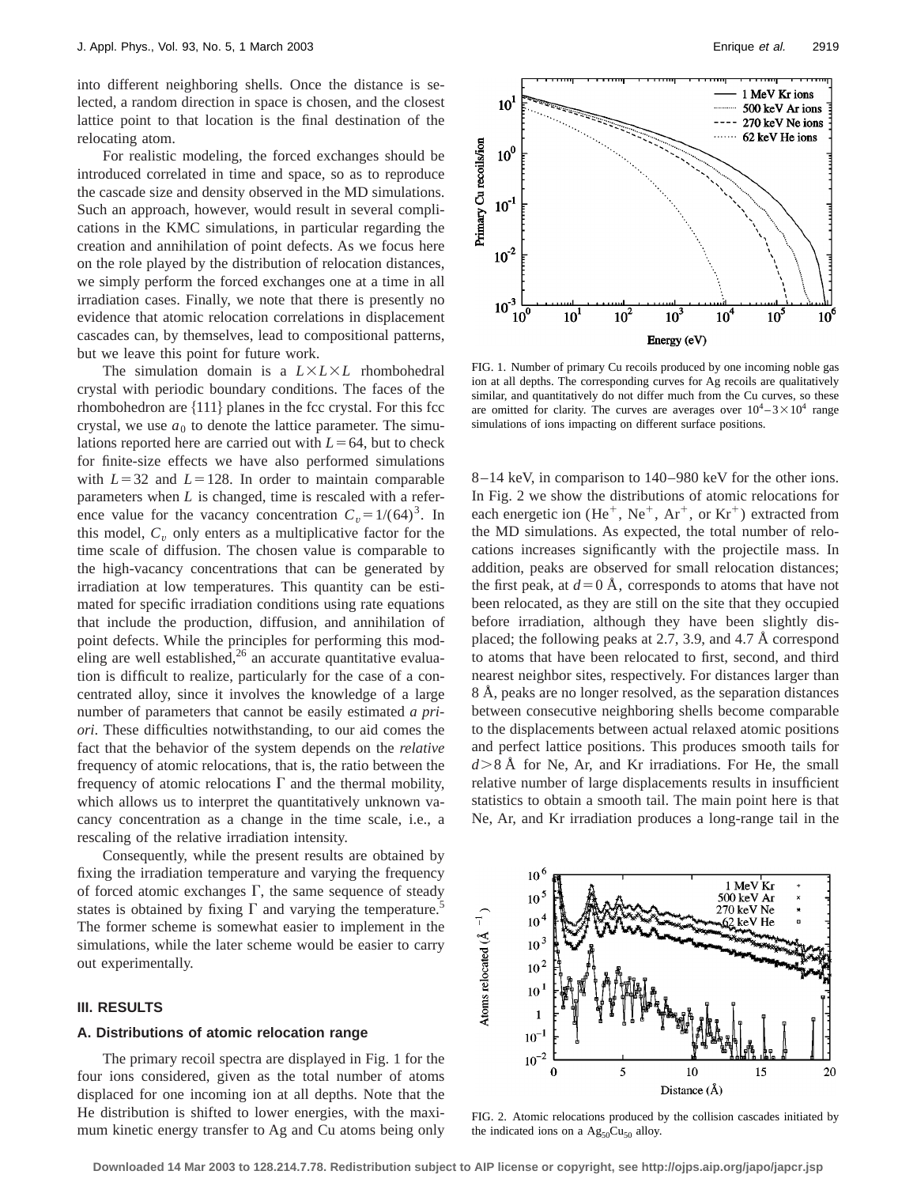into different neighboring shells. Once the distance is selected, a random direction in space is chosen, and the closest lattice point to that location is the final destination of the relocating atom.

For realistic modeling, the forced exchanges should be introduced correlated in time and space, so as to reproduce the cascade size and density observed in the MD simulations. Such an approach, however, would result in several complications in the KMC simulations, in particular regarding the creation and annihilation of point defects. As we focus here on the role played by the distribution of relocation distances, we simply perform the forced exchanges one at a time in all irradiation cases. Finally, we note that there is presently no evidence that atomic relocation correlations in displacement cascades can, by themselves, lead to compositional patterns, but we leave this point for future work.

The simulation domain is a $L \times L \times L$ rhombohedral crystal with periodic boundary conditions. The faces of the rhombohedron are $\{111\}$ planes in the fcc crystal. For this fcc crystal, we use $a_0$ to denote the lattice parameter. The simulations reported here are carried out with $L = 64$, but to check for finite-size effects we have also performed simulations with $L = 32$ and $L = 128$. In order to maintain comparable parameters when $L$ is changed, time is rescaled with a reference value for the vacancy concentration $C_v = 1/(64)^3$. In this model, $C_v$ only enters as a multiplicative factor for the time scale of diffusion. The chosen value is comparable to the high-vacancy concentrations that can be generated by irradiation at low temperatures. This quantity can be estimated for specific irradiation conditions using rate equations that include the production, diffusion, and annihilation of point defects. While the principles for performing this modeling are well established,[26] an accurate quantitative evaluation is difficult to realize, particularly for the case of a concentrated alloy, since it involves the knowledge of a large number of parameters that cannot be easily estimated *a priori*. These difficulties notwithstanding, to our aid comes the fact that the behavior of the system depends on the *relative* frequency of atomic relocations, that is, the ratio between the frequency of atomic relocations $\Gamma$ and the thermal mobility, which allows us to interpret the quantitatively unknown vacancy concentration as a change in the time scale, i.e., a rescaling of the relative irradiation intensity.

Consequently, while the present results are obtained by fixing the irradiation temperature and varying the frequency of forced atomic exchanges $\Gamma$, the same sequence of steady states is obtained by fixing $\Gamma$ and varying the temperature.[5] The former scheme is somewhat easier to implement in the simulations, while the later scheme would be easier to carry out experimentally.

## III. RESULTS

### A. Distributions of atomic relocation range

The primary recoil spectra are displayed in Fig. 1 for the four ions considered, given as the total number of atoms displaced for one incoming ion at all depths. Note that the He distribution is shifted to lower energies, with the maximum kinetic energy transfer to Ag and Cu atoms being only 8–14 keV, in comparison to 140–980 keV for the other ions. In Fig. 2 we show the distributions of atomic relocations for each energetic ion ($He^+$, $Ne^+$, $Ar^+$, or $Kr^+$) extracted from the MD simulations. As expected, the total number of relocations increases significantly with the projectile mass. In addition, peaks are observed for small relocation distances; the first peak, at $d = 0$ Å, corresponds to atoms that have not been relocated, as they are still on the site that they occupied before irradiation, although they have been slightly displaced; the following peaks at 2.7, 3.9, and 4.7 Å correspond to atoms that have been relocated to first, second, and third nearest neighbor sites, respectively. For distances larger than 8 Å, peaks are no longer resolved, as the separation distances between consecutive neighboring shells become comparable to the displacements between actual relaxed atomic positions and perfect lattice positions. This produces smooth tails for $d > 8$ Å for Ne, Ar, and Kr irradiations. For He, the small relative number of large displacements results in insufficient statistics to obtain a smooth tail. The main point here is that Ne, Ar, and Kr irradiation produces a long-range tail in the

FIG. 1. Number of primary Cu recoils produced by one incoming noble gas ion at all depths. The corresponding curves for Ag recoils are qualitatively similar, and quantitatively do not differ much from the Cu curves, so these are omitted for clarity. The curves are averages over $10^4$–$3 \times 10^4$ range simulations of ions impacting on different surface positions.

FIG. 2. Atomic relocations produced by the collision cascades initiated by the indicated ions on a $Ag_{50}Cu_{50}$ alloy.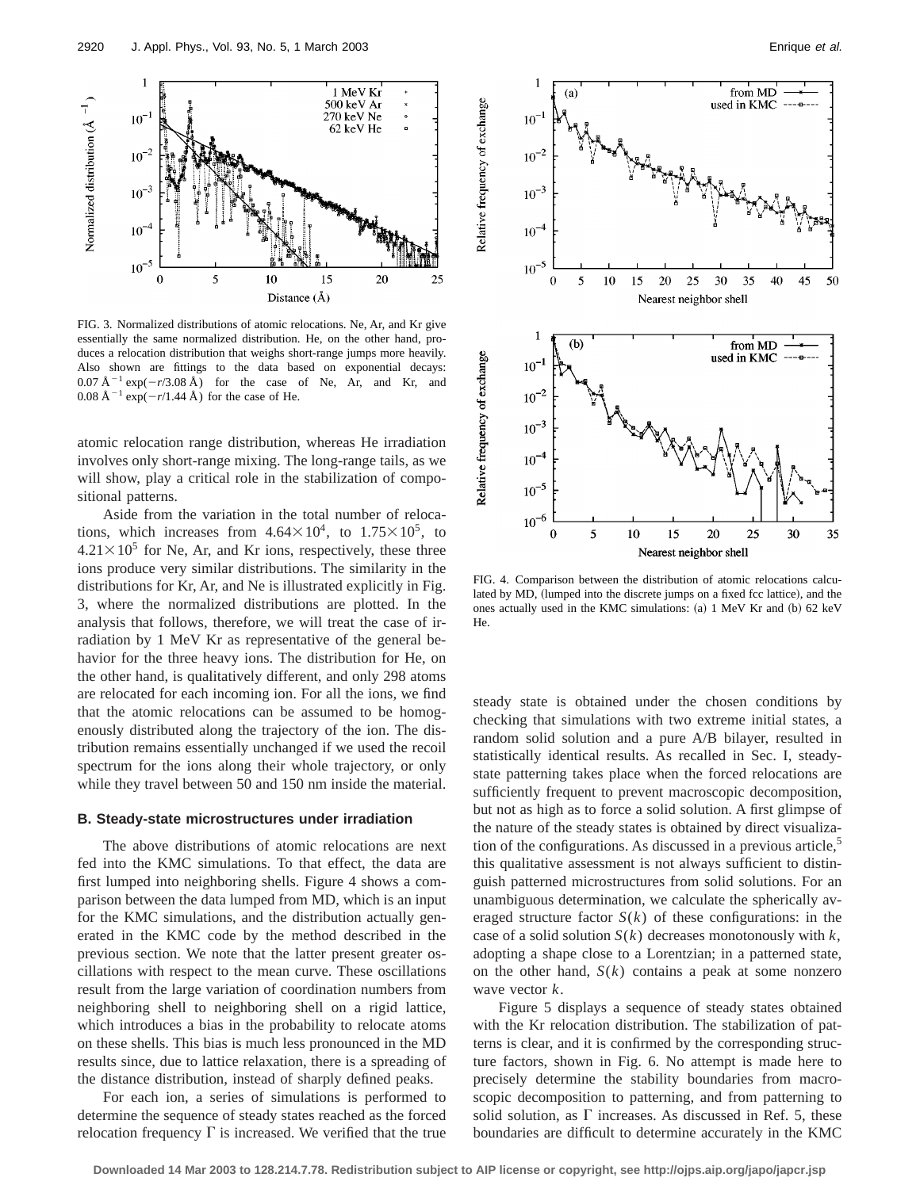FIG. 3. Normalized distributions of atomic relocations. Ne, Ar, and Kr give essentially the same normalized distribution. He, on the other hand, produces a relocation distribution that weighs short-range jumps more heavily. Also shown are fittings to the data based on exponential decays: $0.07\ \text{Å}^{-1}\exp(-r/3.08\ \text{Å})$ for the case of Ne, Ar, and Kr, and $0.08\ \text{Å}^{-1}\exp(-r/1.44\ \text{Å})$ for the case of He.

FIG. 4. Comparison between the distribution of atomic relocations calculated by MD, (lumped into the discrete jumps on a fixed fcc lattice), and the ones actually used in the KMC simulations: (a) 1 MeV Kr and (b) 62 keV He.

atomic relocation range distribution, whereas He irradiation involves only short-range mixing. The long-range tails, as we will show, play a critical role in the stabilization of compositional patterns.

Aside from the variation in the total number of relocations, which increases from $4.64\times10^4$, to $1.75\times10^5$, to $4.21\times10^5$ for Ne, Ar, and Kr ions, respectively, these three ions produce very similar distributions. The similarity in the distributions for Kr, Ar, and Ne is illustrated explicitly in Fig. 3, where the normalized distributions are plotted. In the analysis that follows, therefore, we will treat the case of irradiation by 1 MeV Kr as representative of the general behavior for the three heavy ions. The distribution for He, on the other hand, is qualitatively different, and only 298 atoms are relocated for each incoming ion. For all the ions, we find that the atomic relocations can be assumed to be homogeneously distributed along the trajectory of the ion. The distribution remains essentially unchanged if we used the recoil spectrum for the ions along their whole trajectory, or only while they travel between 50 and 150 nm inside the material.

### B. Steady-state microstructures under irradiation

The above distributions of atomic relocations are next fed into the KMC simulations. To that effect, the data are first lumped into neighboring shells. Figure 4 shows a comparison between the data lumped from MD, which is an input for the KMC simulations, and the distribution actually generated in the KMC code by the method described in the previous section. We note that the latter present greater oscillations with respect to the mean curve. These oscillations result from the large variation of coordination numbers from neighboring shell to neighboring shell on a rigid lattice, which introduces a bias in the probability to relocate atoms on these shells. This bias is much less pronounced in the MD results since, due to lattice relaxation, there is a spreading of the distance distribution, instead of sharply defined peaks.

For each ion, a series of simulations is performed to determine the sequence of steady states reached as the forced relocation frequency $\Gamma$ is increased. We verified that the true steady state is obtained under the chosen conditions by checking that simulations with two extreme initial states, a random solid solution and a pure A/B bilayer, resulted in statistically identical results. As recalled in Sec. I, steady-state patterning takes place when the forced relocations are sufficiently frequent to prevent macroscopic decomposition, but not as high as to force a solid solution. A first glimpse of the nature of the steady states is obtained by direct visualization of the configurations. As discussed in a previous article,[5] this qualitative assessment is not always sufficient to distinguish patterned microstructures from solid solutions. For an unambiguous determination, we calculate the spherically averaged structure factor $S(k)$ of these configurations: in the case of a solid solution $S(k)$ decreases monotonously with $k$, adopting a shape close to a Lorentzian; in a patterned state, on the other hand, $S(k)$ contains a peak at some nonzero wave vector $k$.

Figure 5 displays a sequence of steady states obtained with the Kr relocation distribution. The stabilization of patterns is clear, and it is confirmed by the corresponding structure factors, shown in Fig. 6. No attempt is made here to precisely determine the stability boundaries from macroscopic decomposition to patterning, and from patterning to solid solution, as $\Gamma$ increases. As discussed in Ref. 5, these boundaries are difficult to determine accurately in the KMC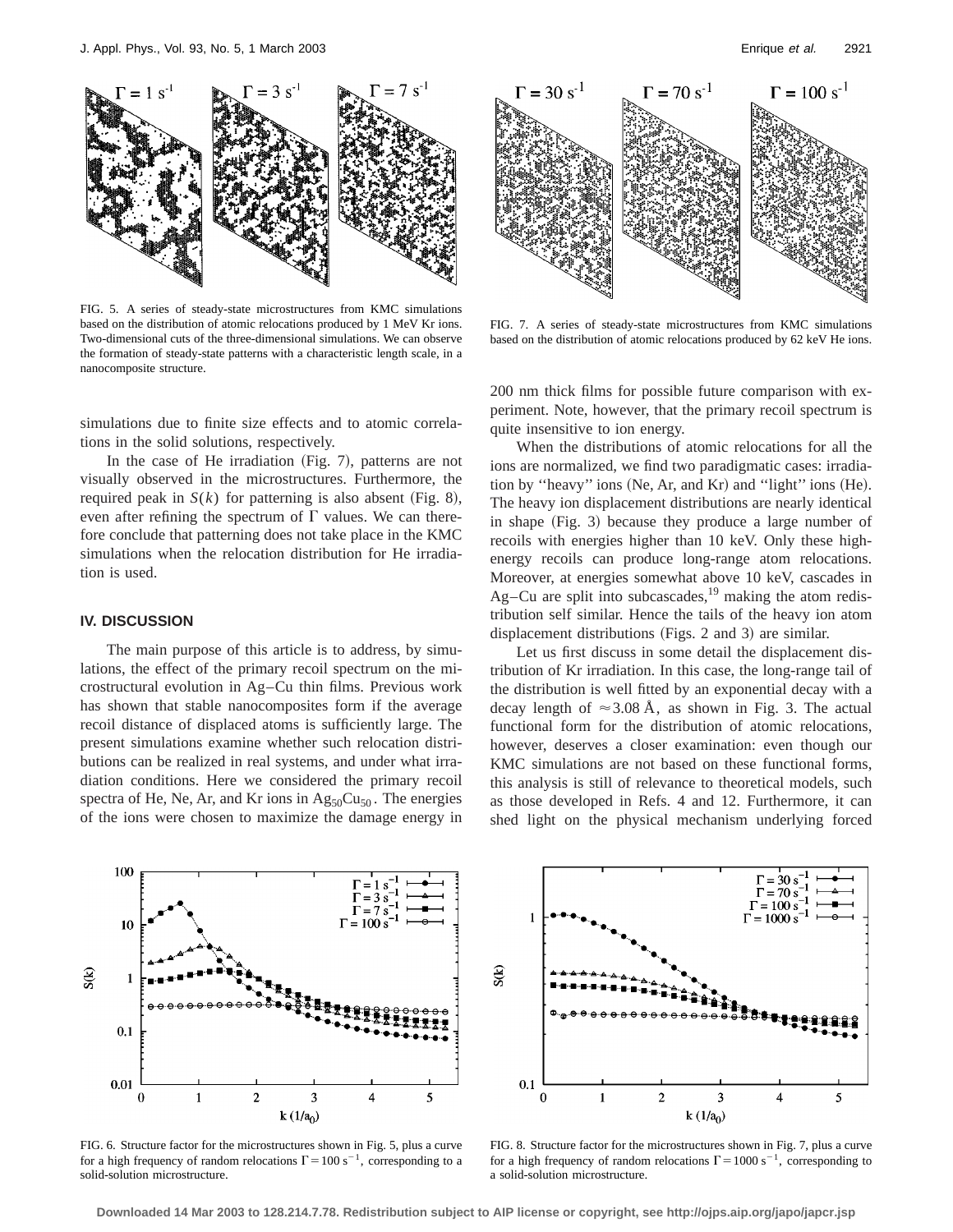FIG. 5. A series of steady-state microstructures from KMC simulations based on the distribution of atomic relocations produced by 1 MeV Kr ions. Two-dimensional cuts of the three-dimensional simulations. We can observe the formation of steady-state patterns with a characteristic length scale, in a nanocomposite structure.

FIG. 7. A series of steady-state microstructures from KMC simulations based on the distribution of atomic relocations produced by 62 keV He ions.

simulations due to finite size effects and to atomic correlations in the solid solutions, respectively.

In the case of He irradiation (Fig. 7), patterns are not visually observed in the microstructures. Furthermore, the required peak in $S(k)$ for patterning is also absent (Fig. 8), even after refining the spectrum of $\Gamma$ values. We can therefore conclude that patterning does not take place in the KMC simulations when the relocation distribution for He irradiation is used.

## IV. DISCUSSION

The main purpose of this article is to address, by simulations, the effect of the primary recoil spectrum on the microstructural evolution in Ag–Cu thin films. Previous work has shown that stable nanocomposites form if the average recoil distance of displaced atoms is sufficiently large. The present simulations examine whether such relocation distributions can be realized in real systems, and under what irradiation conditions. Here we considered the primary recoil spectra of He, Ne, Ar, and Kr ions in $Ag_{50}Cu_{50}$. The energies of the ions were chosen to maximize the damage energy in 200 nm thick films for possible future comparison with experiment. Note, however, that the primary recoil spectrum is quite insensitive to ion energy.

When the distributions of atomic relocations for all the ions are normalized, we find two paradigmatic cases: irradiation by ''heavy'' ions (Ne, Ar, and Kr) and ''light'' ions (He). The heavy ion displacement distributions are nearly identical in shape (Fig. 3) because they produce a large number of recoils with energies higher than 10 keV. Only these high-energy recoils can produce long-range atom relocations. Moreover, at energies somewhat above 10 keV, cascades in Ag–Cu are split into subcascades,[19] making the atom redistribution self similar. Hence the tails of the heavy ion atom displacement distributions (Figs. 2 and 3) are similar.

Let us first discuss in some detail the displacement distribution of Kr irradiation. In this case, the long-range tail of the distribution is well fitted by an exponential decay with a decay length of $\approx 3.08$ Å, as shown in Fig. 3. The actual functional form for the distribution of atomic relocations, however, deserves a closer examination: even though our KMC simulations are not based on these functional forms, this analysis is still of relevance to theoretical models, such as those developed in Refs. 4 and 12. Furthermore, it can shed light on the physical mechanism underlying forced

FIG. 6. Structure factor for the microstructures shown in Fig. 5, plus a curve for a high frequency of random relocations $\Gamma = 100$ s$^{-1}$, corresponding to a solid-solution microstructure.

FIG. 8. Structure factor for the microstructures shown in Fig. 7, plus a curve for a high frequency of random relocations $\Gamma = 1000$ s$^{-1}$, corresponding to a solid-solution microstructure.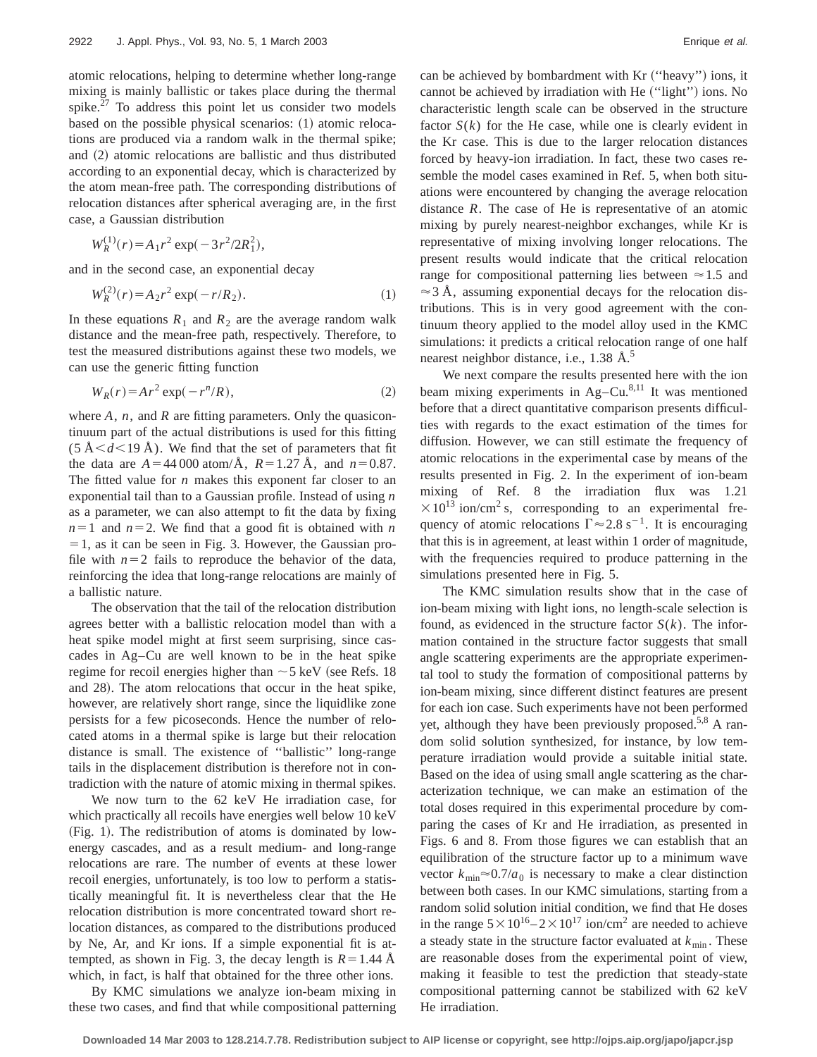atomic relocations, helping to determine whether long-range mixing is mainly ballistic or takes place during the thermal spike.[27] To address this point let us consider two models based on the possible physical scenarios: (1) atomic relocations are produced via a random walk in the thermal spike; and (2) atomic relocations are ballistic and thus distributed according to an exponential decay, which is characterized by the atom mean-free path. The corresponding distributions of relocation distances after spherical averaging are, in the first case, a Gaussian distribution

$$W_R^{(1)}(r) = A_1 r^2 \exp(-3r^2/2R_1^2),$$

and in the second case, an exponential decay

$$W_R^{(2)}(r) = A_2 r^2 \exp(-r/R_2). \tag{1}$$

In these equations $R_1$ and $R_2$ are the average random walk distance and the mean-free path, respectively. Therefore, to test the measured distributions against these two models, we can use the generic fitting function

$$W_R(r) = A r^2 \exp(-r^n/R), \tag{2}$$

where $A$, $n$, and $R$ are fitting parameters. Only the quasicontinuum part of the actual distributions is used for this fitting ($5\ \text{Å} < d < 19\ \text{Å}$). We find that the set of parameters that fit the data are $A = 44\,000$ atom/Å, $R = 1.27$ Å, and $n = 0.87$. The fitted value for $n$ makes this exponent far closer to an exponential tail than to a Gaussian profile. Instead of using $n$ as a parameter, we can also attempt to fit the data by fixing $n=1$ and $n=2$. We find that a good fit is obtained with $n=1$, as it can be seen in Fig. 3. However, the Gaussian profile with $n=2$ fails to reproduce the behavior of the data, reinforcing the idea that long-range relocations are mainly of a ballistic nature.

The observation that the tail of the relocation distribution agrees better with a ballistic relocation model than with a heat spike model might at first seem surprising, since cascades in Ag–Cu are well known to be in the heat spike regime for recoil energies higher than $\sim 5$ keV (see Refs. 18 and 28). The atom relocations that occur in the heat spike, however, are relatively short range, since the liquidlike zone persists for a few picoseconds. Hence the number of relocated atoms in a thermal spike is large but their relocation distance is small. The existence of "ballistic" long-range tails in the displacement distribution is therefore not in contradiction with the nature of atomic mixing in thermal spikes.

We now turn to the 62 keV He irradiation case, for which practically all recoils have energies well below 10 keV (Fig. 1). The redistribution of atoms is dominated by low-energy cascades, and as a result medium- and long-range relocations are rare. The number of events at these lower recoil energies, unfortunately, is too low to perform a statistically meaningful fit. It is nevertheless clear that the He relocation distribution is more concentrated toward short relocation distances, as compared to the distributions produced by Ne, Ar, and Kr ions. If a simple exponential fit is attempted, as shown in Fig. 3, the decay length is $R = 1.44$ Å which, in fact, is half that obtained for the three other ions.

By KMC simulations we analyze ion-beam mixing in these two cases, and find that while compositional patterning can be achieved by bombardment with Kr ("heavy") ions, it cannot be achieved by irradiation with He ("light") ions. No characteristic length scale can be observed in the structure factor $S(k)$ for the He case, while one is clearly evident in the Kr case. This is due to the larger relocation distances forced by heavy-ion irradiation. In fact, these two cases resemble the model cases examined in Ref. 5, when both situations were encountered by changing the average relocation distance $R$. The case of He is representative of an atomic mixing by purely nearest-neighbor exchanges, while Kr is representative of mixing involving longer relocations. The present results would indicate that the critical relocation range for compositional patterning lies between $\approx 1.5$ and $\approx 3$ Å, assuming exponential decays for the relocation distributions. This is in very good agreement with the continuum theory applied to the model alloy used in the KMC simulations: it predicts a critical relocation range of one half nearest neighbor distance, i.e., 1.38 Å.[5]

We next compare the results presented here with the ion beam mixing experiments in Ag–Cu.[8,11] It was mentioned before that a direct quantitative comparison presents difficulties with regards to the exact estimation of the times for diffusion. However, we can still estimate the frequency of atomic relocations in the experimental case by means of the results presented in Fig. 2. In the experiment of ion-beam mixing of Ref. 8 the irradiation flux was $1.21 \times 10^{13}$ ion/cm$^2$ s, corresponding to an experimental frequency of atomic relocations $\Gamma \approx 2.8\ \text{s}^{-1}$. It is encouraging that this is in agreement, at least within 1 order of magnitude, with the frequencies required to produce patterning in the simulations presented here in Fig. 5.

The KMC simulation results show that in the case of ion-beam mixing with light ions, no length-scale selection is found, as evidenced in the structure factor $S(k)$. The information contained in the structure factor suggests that small angle scattering experiments are the appropriate experimental tool to study the formation of compositional patterns by ion-beam mixing, since different distinct features are present for each ion case. Such experiments have not been performed yet, although they have been previously proposed.[5,8] A random solid solution synthesized, for instance, by low temperature irradiation would provide a suitable initial state. Based on the idea of using small angle scattering as the characterization technique, we can make an estimation of the total doses required in this experimental procedure by comparing the cases of Kr and He irradiation, as presented in Figs. 6 and 8. From those figures we can establish that an equilibration of the structure factor up to a minimum wave vector $k_{\text{min}} \approx 0.7/a_0$ is necessary to make a clear distinction between both cases. In our KMC simulations, starting from a random solid solution initial condition, we find that He doses in the range $5 \times 10^{16} - 2 \times 10^{17}$ ion/cm$^2$ are needed to achieve a steady state in the structure factor evaluated at $k_{\text{min}}$. These are reasonable doses from the experimental point of view, making it feasible to test the prediction that steady-state compositional patterning cannot be stabilized with 62 keV He irradiation.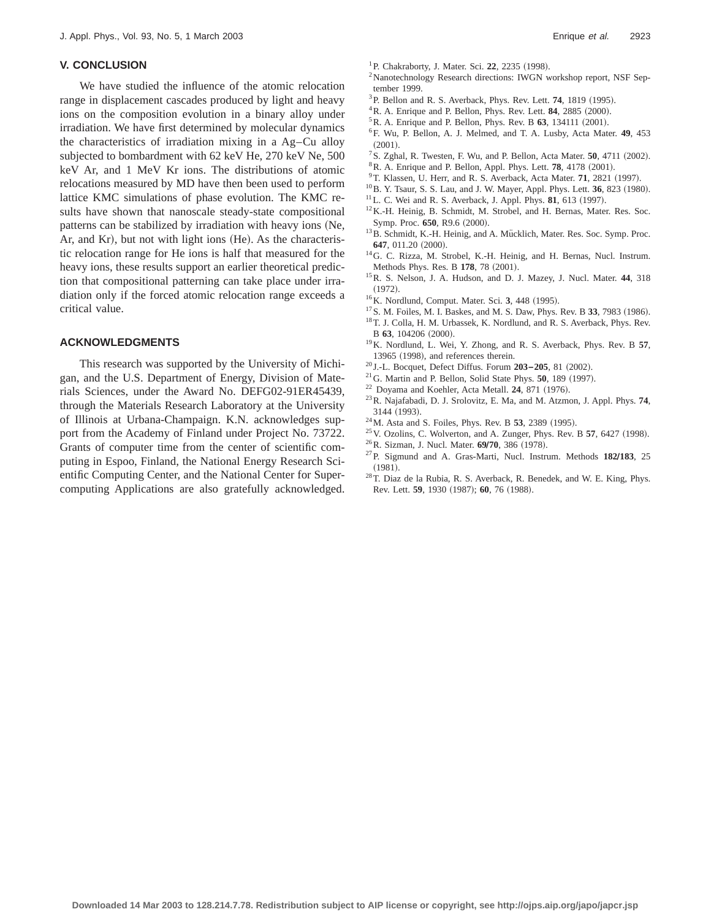## V. CONCLUSION

We have studied the influence of the atomic relocation range in displacement cascades produced by light and heavy ions on the composition evolution in a binary alloy under irradiation. We have first determined by molecular dynamics the characteristics of irradiation mixing in a Ag–Cu alloy subjected to bombardment with 62 keV He, 270 keV Ne, 500 keV Ar, and 1 MeV Kr ions. The distributions of atomic relocations measured by MD have then been used to perform lattice KMC simulations of phase evolution. The KMC results have shown that nanoscale steady-state compositional patterns can be stabilized by irradiation with heavy ions (Ne, Ar, and Kr), but not with light ions (He). As the characteristic relocation range for He ions is half that measured for the heavy ions, these results support an earlier theoretical prediction that compositional patterning can take place under irradiation only if the forced atomic relocation range exceeds a critical value.

## ACKNOWLEDGMENTS

This research was supported by the University of Michigan, and the U.S. Department of Energy, Division of Materials Sciences, under the Award No. DEFG02-91ER45439, through the Materials Research Laboratory at the University of Illinois at Urbana-Champaign. K.N. acknowledges support from the Academy of Finland under Project No. 73722. Grants of computer time from the center of scientific computing in Espoo, Finland, the National Energy Research Scientific Computing Center, and the National Center for Supercomputing Applications are also gratefully acknowledged.

[1] P. Chakraborty, J. Mater. Sci. **22**, 2235 (1998).
[2] Nanotechnology Research directions: IWGN workshop report, NSF September 1999.
[3] P. Bellon and R. S. Averback, Phys. Rev. Lett. **74**, 1819 (1995).
[4] R. A. Enrique and P. Bellon, Phys. Rev. Lett. **84**, 2885 (2000).
[5] R. A. Enrique and P. Bellon, Phys. Rev. B **63**, 134111 (2001).
[6] F. Wu, P. Bellon, A. J. Melmed, and T. A. Lusby, Acta Mater. **49**, 453 (2001).
[7] S. Zghal, R. Twesten, F. Wu, and P. Bellon, Acta Mater. **50**, 4711 (2002).
[8] R. A. Enrique and P. Bellon, Appl. Phys. Lett. **78**, 4178 (2001).
[9] T. Klassen, U. Herr, and R. S. Averback, Acta Mater. **71**, 2821 (1997).
[10] B. Y. Tsaur, S. S. Lau, and J. W. Mayer, Appl. Phys. Lett. **36**, 823 (1980).
[11] L. C. Wei and R. S. Averback, J. Appl. Phys. **81**, 613 (1997).
[12] K.-H. Heinig, B. Schmidt, M. Strobel, and H. Bernas, Mater. Res. Soc. Symp. Proc. **650**, R9.6 (2000).
[13] B. Schmidt, K.-H. Heinig, and A. Mücklich, Mater. Res. Soc. Symp. Proc. **647**, 011.20 (2000).
[14] G. C. Rizza, M. Strobel, K.-H. Heinig, and H. Bernas, Nucl. Instrum. Methods Phys. Res. B **178**, 78 (2001).
[15] R. S. Nelson, J. A. Hudson, and D. J. Mazey, J. Nucl. Mater. **44**, 318 (1972).
[16] K. Nordlund, Comput. Mater. Sci. **3**, 448 (1995).
[17] S. M. Foiles, M. I. Baskes, and M. S. Daw, Phys. Rev. B **33**, 7983 (1986).
[18] T. J. Colla, H. M. Urbassek, K. Nordlund, and R. S. Averback, Phys. Rev. B **63**, 104206 (2000).
[19] K. Nordlund, L. Wei, Y. Zhong, and R. S. Averback, Phys. Rev. B **57**, 13965 (1998), and references therein.
[20] J.-L. Bocquet, Defect Diffus. Forum **203–205**, 81 (2002).
[21] G. Martin and P. Bellon, Solid State Phys. **50**, 189 (1997).
[22] Doyama and Koehler, Acta Metall. **24**, 871 (1976).
[23] R. Najafabadi, D. J. Srolovitz, E. Ma, and M. Atzmon, J. Appl. Phys. **74**, 3144 (1993).
[24] M. Asta and S. Foiles, Phys. Rev. B **53**, 2389 (1995).
[25] V. Ozolins, C. Wolverton, and A. Zunger, Phys. Rev. B **57**, 6427 (1998).
[26] R. Sizman, J. Nucl. Mater. **69/70**, 386 (1978).
[27] P. Sigmund and A. Gras-Marti, Nucl. Instrum. Methods **182/183**, 25 (1981).
[28] T. Diaz de la Rubia, R. S. Averback, R. Benedek, and W. E. King, Phys. Rev. Lett. **59**, 1930 (1987); **60**, 76 (1988).